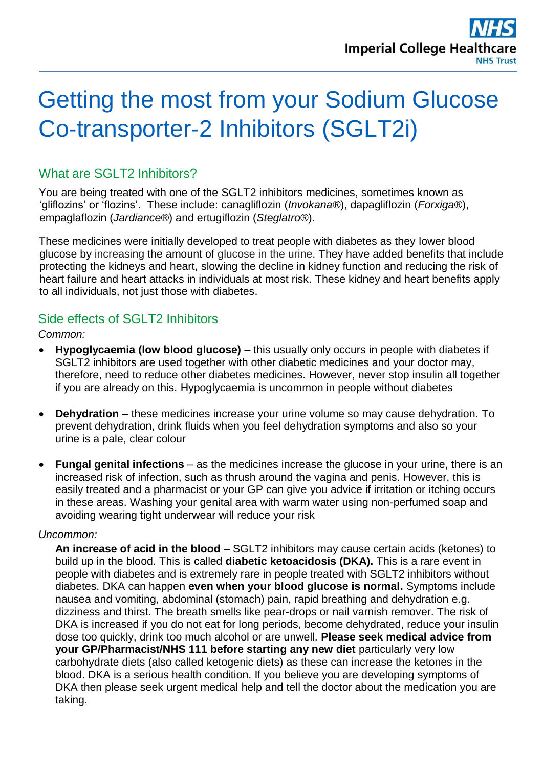# Getting the most from your Sodium Glucose Co-transporter-2 Inhibitors (SGLT2i)

## What are SGLT2 Inhibitors?

You are being treated with one of the SGLT2 inhibitors medicines, sometimes known as 'gliflozins' or 'flozins'. These include: canagliflozin (*Invokana*®), dapagliflozin (*Forxiga*®), empaglaflozin (*Jardiance*®) and ertugiflozin (*Steglatro*®).

These medicines were initially developed to treat people with diabetes as they lower blood glucose by increasing the amount of glucose in the urine. They have added benefits that include protecting the kidneys and heart, slowing the decline in kidney function and reducing the risk of heart failure and heart attacks in individuals at most risk. These kidney and heart benefits apply to all individuals, not just those with diabetes.

## Side effects of SGLT2 Inhibitors

*Common:*

- **Hypoglycaemia (low blood glucose)** – this usually only occurs in people with diabetes if SGLT2 inhibitors are used together with other diabetic medicines and your doctor may, therefore, need to reduce other diabetes medicines. However, never stop insulin all together if you are already on this. Hypoglycaemia is uncommon in people without diabetes

- **Dehydration** – these medicines increase your urine volume so may cause dehydration. To prevent dehydration, drink fluids when you feel dehydration symptoms and also so your urine is a pale, clear colour

- **Fungal genital infections** – as the medicines increase the glucose in your urine, there is an increased risk of infection, such as thrush around the vagina and penis. However, this is easily treated and a pharmacist or your GP can give you advice if irritation or itching occurs in these areas. Washing your genital area with warm water using non-perfumed soap and avoiding wearing tight underwear will reduce your risk

*Uncommon:*

**An increase of acid in the blood** – SGLT2 inhibitors may cause certain acids (ketones) to build up in the blood. This is called **diabetic ketoacidosis (DKA).** This is a rare event in people with diabetes and is extremely rare in people treated with SGLT2 inhibitors without diabetes. DKA can happen **even when your blood glucose is normal.** Symptoms include nausea and vomiting, abdominal (stomach) pain, rapid breathing and dehydration e.g. dizziness and thirst. The breath smells like pear-drops or nail varnish remover. The risk of DKA is increased if you do not eat for long periods, become dehydrated, reduce your insulin dose too quickly, drink too much alcohol or are unwell. **Please seek medical advice from your GP/Pharmacist/NHS 111 before starting any new diet** particularly very low carbohydrate diets (also called ketogenic diets) as these can increase the ketones in the blood. DKA is a serious health condition. If you believe you are developing symptoms of DKA then please seek urgent medical help and tell the doctor about the medication you are taking.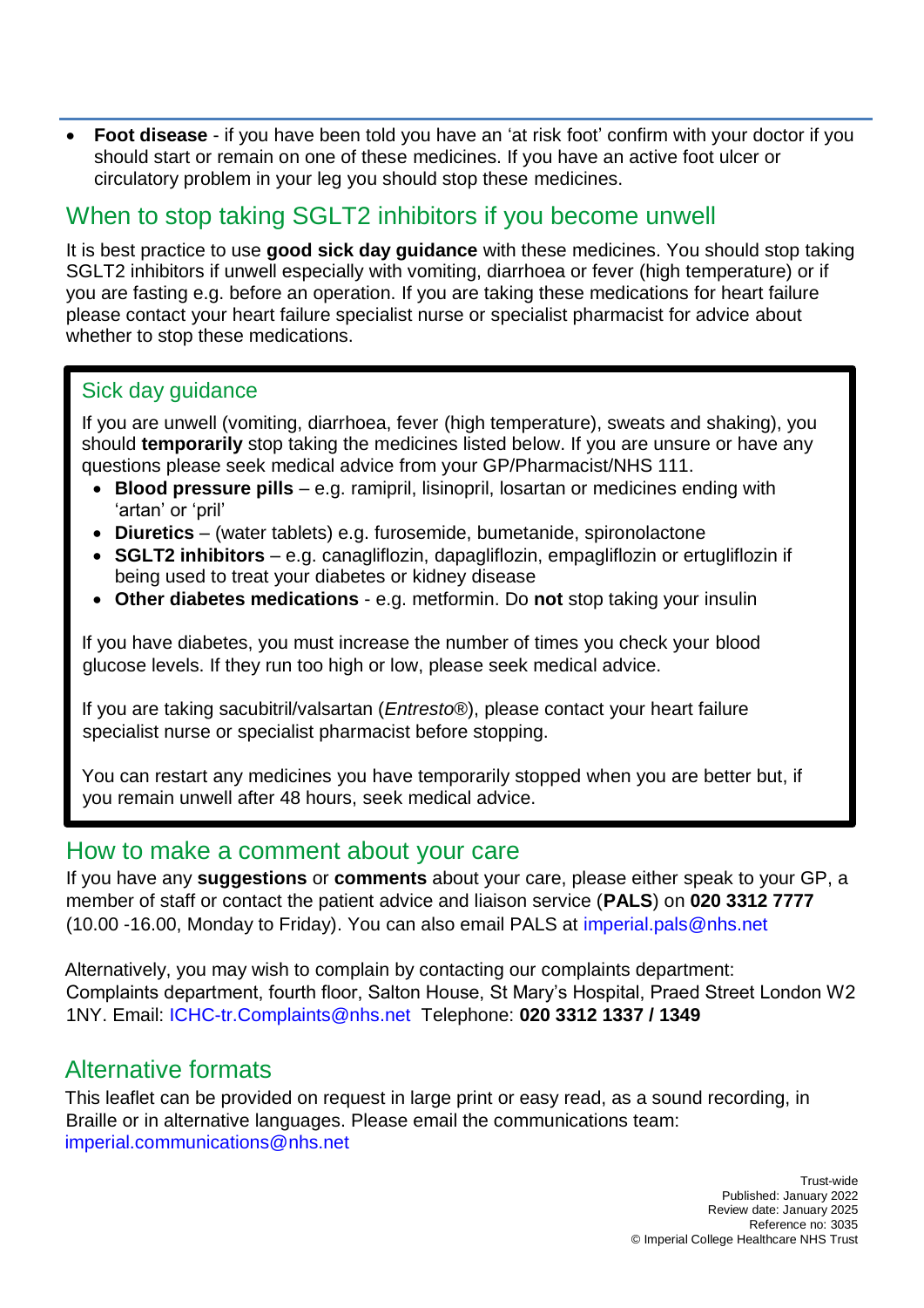- **Foot disease** - if you have been told you have an 'at risk foot' confirm with your doctor if you should start or remain on one of these medicines. If you have an active foot ulcer or circulatory problem in your leg you should stop these medicines.

## When to stop taking SGLT2 inhibitors if you become unwell

It is best practice to use **good sick day guidance** with these medicines. You should stop taking SGLT2 inhibitors if unwell especially with vomiting, diarrhoea or fever (high temperature) or if you are fasting e.g. before an operation. If you are taking these medications for heart failure please contact your heart failure specialist nurse or specialist pharmacist for advice about whether to stop these medications.

### Sick day guidance

If you are unwell (vomiting, diarrhoea, fever (high temperature), sweats and shaking), you should **temporarily** stop taking the medicines listed below. If you are unsure or have any questions please seek medical advice from your GP/Pharmacist/NHS 111.

- **Blood pressure pills** – e.g. ramipril, lisinopril, losartan or medicines ending with 'artan' or 'pril'
- **Diuretics** – (water tablets) e.g. furosemide, bumetanide, spironolactone
- **SGLT2 inhibitors** – e.g. canagliflozin, dapagliflozin, empagliflozin or ertugliflozin if being used to treat your diabetes or kidney disease
- **Other diabetes medications** - e.g. metformin. Do **not** stop taking your insulin

If you have diabetes, you must increase the number of times you check your blood glucose levels. If they run too high or low, please seek medical advice.

If you are taking sacubitril/valsartan (*Entresto*®), please contact your heart failure specialist nurse or specialist pharmacist before stopping.

You can restart any medicines you have temporarily stopped when you are better but, if you remain unwell after 48 hours, seek medical advice.

## How to make a comment about your care

If you have any **suggestions** or **comments** about your care, please either speak to your GP, a member of staff or contact the patient advice and liaison service (**PALS**) on **020 3312 7777** (10.00 -16.00, Monday to Friday). You can also email PALS at imperial.pals@nhs.net

Alternatively, you may wish to complain by contacting our complaints department: Complaints department, fourth floor, Salton House, St Mary's Hospital, Praed Street London W2 1NY. Email: ICHC-tr.Complaints@nhs.net Telephone: **020 3312 1337 / 1349**

## Alternative formats

This leaflet can be provided on request in large print or easy read, as a sound recording, in Braille or in alternative languages. Please email the communications team: imperial.communications@nhs.net

Trust-wide
Published: January 2022
Review date: January 2025
Reference no: 3035
© Imperial College Healthcare NHS Trust